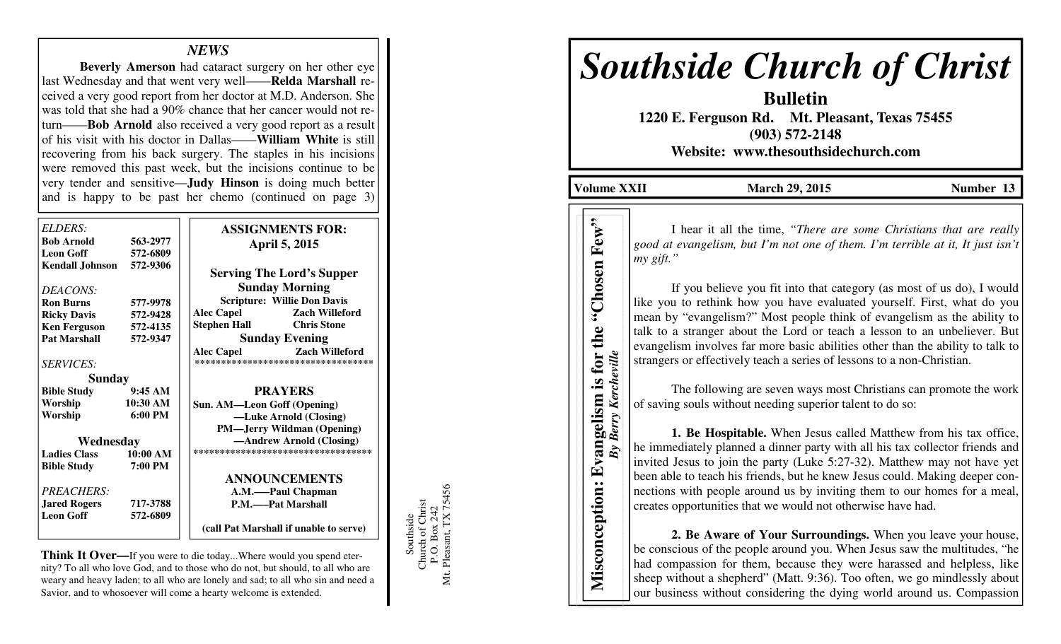# Southside Church of Christ

**Bulletin**

**1220 E. Ferguson Rd. Mt. Pleasant, Texas 75455**

**(903) 572-2148**

**Website: www.thesouthsidechurch.com**

**Volume XXII** **March 29, 2015** **Number 13**

## Misconception: Evangelism is for the "Chosen Few"

***By Berry Kercheville***

I hear it all the time, *"There are some Christians that are really good at evangelism, but I'm not one of them. I'm terrible at it, It just isn't my gift."*

If you believe you fit into that category (as most of us do), I would like you to rethink how you have evaluated yourself. First, what do you mean by "evangelism?" Most people think of evangelism as the ability to talk to a stranger about the Lord or teach a lesson to an unbeliever. But evangelism involves far more basic abilities other than the ability to talk to strangers or effectively teach a series of lessons to a non-Christian.

The following are seven ways most Christians can promote the work of saving souls without needing superior talent to do so:

**1. Be Hospitable.** When Jesus called Matthew from his tax office, he immediately planned a dinner party with all his tax collector friends and invited Jesus to join the party (Luke 5:27-32). Matthew may not have yet been able to teach his friends, but he knew Jesus could. Making deeper connections with people around us by inviting them to our homes for a meal, creates opportunities that we would not otherwise have had.

**2. Be Aware of Your Surroundings.** When you leave your house, be conscious of the people around you. When Jesus saw the multitudes, "he had compassion for them, because they were harassed and helpless, like sheep without a shepherd" (Matt. 9:36). Too often, we go mindlessly about our business without considering the dying world around us. Compassion

---

## NEWS

**Beverly Amerson** had cataract surgery on her other eye last Wednesday and that went very well——**Relda Marshall** received a very good report from her doctor at M.D. Anderson. She was told that she had a 90% chance that her cancer would not return——**Bob Arnold** also received a very good report as a result of his visit with his doctor in Dallas——**William White** is still recovering from his back surgery. The staples in his incisions were removed this past week, but the incisions continue to be very tender and sensitive—**Judy Hinson** is doing much better and is happy to be past her chemo (continued on page 3)

*ELDERS:*

| | |
|---|---|
| **Bob Arnold** | **563-2977** |
| **Leon Goff** | **572-6809** |
| **Kendall Johnson** | **572-9306** |

*DEACONS:*

| | |
|---|---|
| **Ron Burns** | **577-9978** |
| **Ricky Davis** | **572-9428** |
| **Ken Ferguson** | **572-4135** |
| **Pat Marshall** | **572-9347** |

*SERVICES:*

**Sunday**

| | |
|---|---|
| **Bible Study** | **9:45 AM** |
| **Worship** | **10:30 AM** |
| **Worship** | **6:00 PM** |

**Wednesday**

| | |
|---|---|
| **Ladies Class** | **10:00 AM** |
| **Bible Study** | **7:00 PM** |

*PREACHERS:*

| | |
|---|---|
| **Jared Rogers** | **717-3788** |
| **Leon Goff** | **572-6809** |

**ASSIGNMENTS FOR: April 5, 2015**

**Serving The Lord's Supper**

**Sunday Morning**

**Scripture: Willie Don Davis**

| | |
|---|---|
| **Alec Capel** | **Zach Willeford** |
| **Stephen Hall** | **Chris Stone** |

**Sunday Evening**

| | |
|---|---|
| **Alec Capel** | **Zach Willeford** |

**PRAYERS**

**Sun. AM—Leon Goff (Opening)**
**—Luke Arnold (Closing)**
**PM—Jerry Wildman (Opening)**
**—Andrew Arnold (Closing)**

**ANNOUNCEMENTS**

**A.M.——Paul Chapman**
**P.M.——Pat Marshall**

**(call Pat Marshall if unable to serve)**

**Think It Over—**If you were to die today...Where would you spend eternity? To all who love God, and to those who do not, but should, to all who are weary and heavy laden; to all who are lonely and sad; to all who sin and need a Savior, and to whosoever will come a hearty welcome is extended.

Southside
Church of Christ
P.O. Box 242
Mt. Pleasant, TX 75456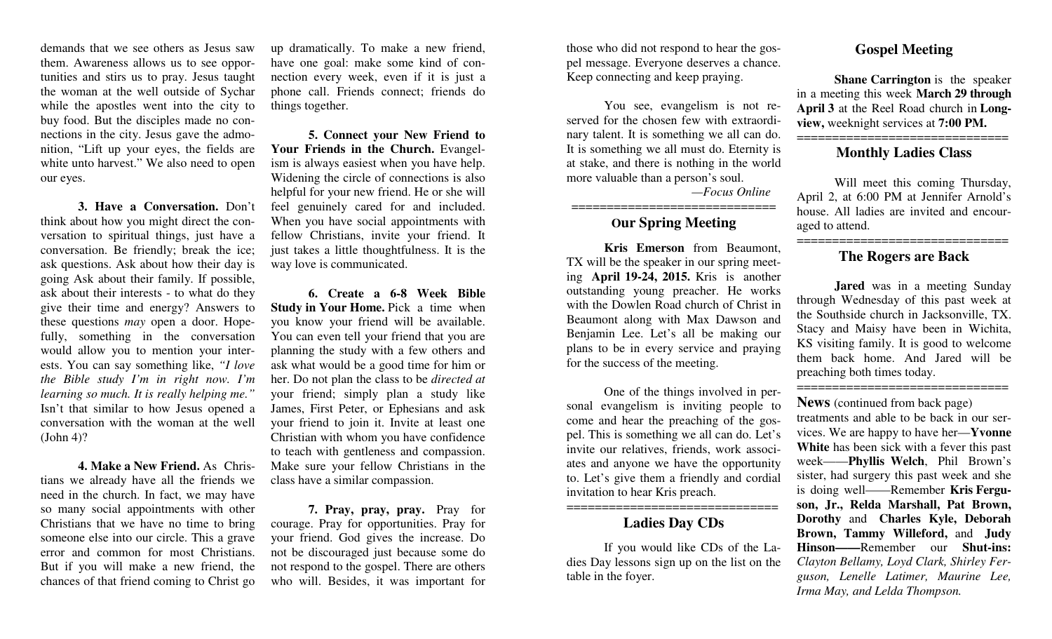demands that we see others as Jesus saw them. Awareness allows us to see opportunities and stirs us to pray. Jesus taught the woman at the well outside of Sychar while the apostles went into the city to buy food. But the disciples made no connections in the city. Jesus gave the admonition, "Lift up your eyes, the fields are white unto harvest." We also need to open our eyes.

**3. Have a Conversation.** Don't think about how you might direct the conversation to spiritual things, just have a conversation. Be friendly; break the ice; ask questions. Ask about how their day is going Ask about their family. If possible, ask about their interests - to what do they give their time and energy? Answers to these questions *may* open a door. Hopefully, something in the conversation would allow you to mention your interests. You can say something like, *"I love the Bible study I'm in right now. I'm learning so much. It is really helping me."* Isn't that similar to how Jesus opened a conversation with the woman at the well (John 4)?

**4. Make a New Friend.** As Christians we already have all the friends we need in the church. In fact, we may have so many social appointments with other Christians that we have no time to bring someone else into our circle. This a grave error and common for most Christians. But if you will make a new friend, the chances of that friend coming to Christ go up dramatically. To make a new friend, have one goal: make some kind of connection every week, even if it is just a phone call. Friends connect; friends do things together.

**5. Connect your New Friend to Your Friends in the Church.** Evangelism is always easiest when you have help. Widening the circle of connections is also helpful for your new friend. He or she will feel genuinely cared for and included. When you have social appointments with fellow Christians, invite your friend. It just takes a little thoughtfulness. It is the way love is communicated.

**6. Create a 6-8 Week Bible Study in Your Home.** Pick a time when you know your friend will be available. You can even tell your friend that you are planning the study with a few others and ask what would be a good time for him or her. Do not plan the class to be *directed at* your friend; simply plan a study like James, First Peter, or Ephesians and ask your friend to join it. Invite at least one Christian with whom you have confidence to teach with gentleness and compassion. Make sure your fellow Christians in the class have a similar compassion.

**7. Pray, pray, pray.** Pray for courage. Pray for opportunities. Pray for your friend. God gives the increase. Do not be discouraged just because some do not respond to the gospel. There are others who will. Besides, it was important for those who did not respond to hear the gospel message. Everyone deserves a chance. Keep connecting and keep praying.

You see, evangelism is not reserved for the chosen few with extraordinary talent. It is something we all can do. It is something we all must do. Eternity is at stake, and there is nothing in the world more valuable than a person's soul.

*—Focus Online*

==============================

## Our Spring Meeting

**Kris Emerson** from Beaumont, TX will be the speaker in our spring meeting **April 19-24, 2015.** Kris is another outstanding young preacher. He works with the Dowlen Road church of Christ in Beaumont along with Max Dawson and Benjamin Lee. Let's all be making our plans to be in every service and praying for the success of the meeting.

One of the things involved in personal evangelism is inviting people to come and hear the preaching of the gospel. This is something we all can do. Let's invite our relatives, friends, work associates and anyone we have the opportunity to. Let's give them a friendly and cordial invitation to hear Kris preach.

==============================

## Ladies Day CDs

If you would like CDs of the Ladies Day lessons sign up on the list on the table in the foyer.

## Gospel Meeting

**Shane Carrington** is the speaker in a meeting this week **March 29 through April 3** at the Reel Road church in **Longview,** weeknight services at **7:00 PM.**

==============================

## Monthly Ladies Class

Will meet this coming Thursday, April 2, at 6:00 PM at Jennifer Arnold's house. All ladies are invited and encouraged to attend.

==============================

## The Rogers are Back

**Jared** was in a meeting Sunday through Wednesday of this past week at the Southside church in Jacksonville, TX. Stacy and Maisy have been in Wichita, KS visiting family. It is good to welcome them back home. And Jared will be preaching both times today.

==============================

**News** (continued from back page) treatments and able to be back in our services. We are happy to have her—**Yvonne White** has been sick with a fever this past week——**Phyllis Welch**, Phil Brown's sister, had surgery this past week and she is doing well——Remember **Kris Ferguson, Jr., Relda Marshall, Pat Brown, Dorothy** and **Charles Kyle, Deborah Brown, Tammy Willeford,** and **Judy Hinson——**Remember our **Shut-ins:** *Clayton Bellamy, Loyd Clark, Shirley Ferguson, Lenelle Latimer, Maurine Lee, Irma May, and Lelda Thompson.*